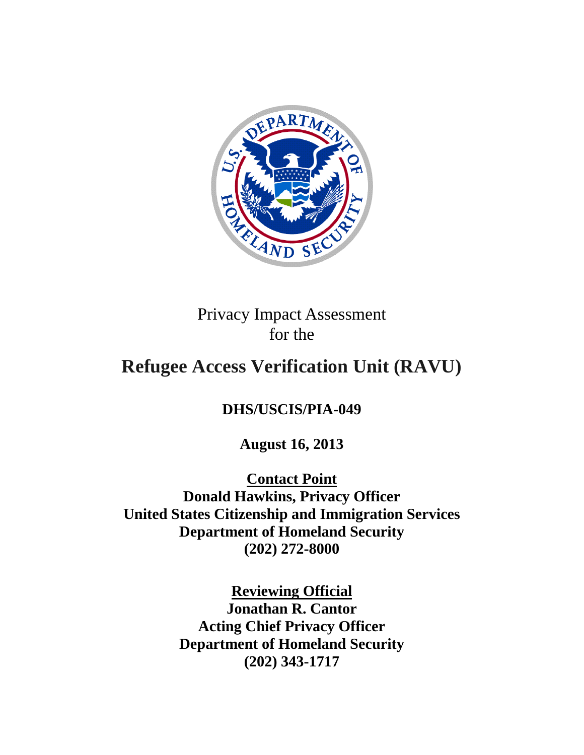Privacy Impact Assessment
for the

# Refugee Access Verification Unit (RAVU)

**DHS/USCIS/PIA-049**

**August 16, 2013**

**Contact Point**
**Donald Hawkins, Privacy Officer**
**United States Citizenship and Immigration Services**
**Department of Homeland Security**
**(202) 272-8000**

**Reviewing Official**
**Jonathan R. Cantor**
**Acting Chief Privacy Officer**
**Department of Homeland Security**
**(202) 343-1717**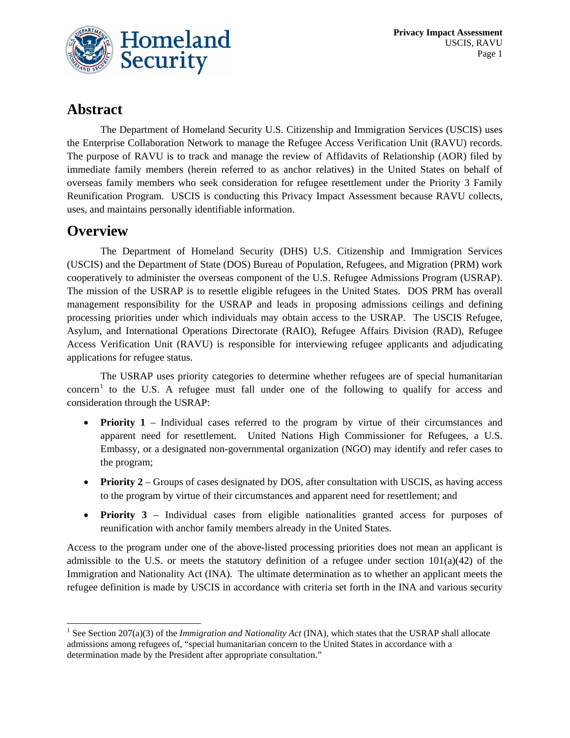## Abstract

The Department of Homeland Security U.S. Citizenship and Immigration Services (USCIS) uses the Enterprise Collaboration Network to manage the Refugee Access Verification Unit (RAVU) records. The purpose of RAVU is to track and manage the review of Affidavits of Relationship (AOR) filed by immediate family members (herein referred to as anchor relatives) in the United States on behalf of overseas family members who seek consideration for refugee resettlement under the Priority 3 Family Reunification Program. USCIS is conducting this Privacy Impact Assessment because RAVU collects, uses, and maintains personally identifiable information.

## Overview

The Department of Homeland Security (DHS) U.S. Citizenship and Immigration Services (USCIS) and the Department of State (DOS) Bureau of Population, Refugees, and Migration (PRM) work cooperatively to administer the overseas component of the U.S. Refugee Admissions Program (USRAP). The mission of the USRAP is to resettle eligible refugees in the United States. DOS PRM has overall management responsibility for the USRAP and leads in proposing admissions ceilings and defining processing priorities under which individuals may obtain access to the USRAP. The USCIS Refugee, Asylum, and International Operations Directorate (RAIO), Refugee Affairs Division (RAD), Refugee Access Verification Unit (RAVU) is responsible for interviewing refugee applicants and adjudicating applications for refugee status.

The USRAP uses priority categories to determine whether refugees are of special humanitarian concern[1] to the U.S. A refugee must fall under one of the following to qualify for access and consideration through the USRAP:

- **Priority 1** – Individual cases referred to the program by virtue of their circumstances and apparent need for resettlement. United Nations High Commissioner for Refugees, a U.S. Embassy, or a designated non-governmental organization (NGO) may identify and refer cases to the program;
- **Priority 2** – Groups of cases designated by DOS, after consultation with USCIS, as having access to the program by virtue of their circumstances and apparent need for resettlement; and
- **Priority 3** – Individual cases from eligible nationalities granted access for purposes of reunification with anchor family members already in the United States.

Access to the program under one of the above-listed processing priorities does not mean an applicant is admissible to the U.S. or meets the statutory definition of a refugee under section 101(a)(42) of the Immigration and Nationality Act (INA). The ultimate determination as to whether an applicant meets the refugee definition is made by USCIS in accordance with criteria set forth in the INA and various security

[1] See Section 207(a)(3) of the *Immigration and Nationality Act* (INA), which states that the USRAP shall allocate admissions among refugees of, "special humanitarian concern to the United States in accordance with a determination made by the President after appropriate consultation."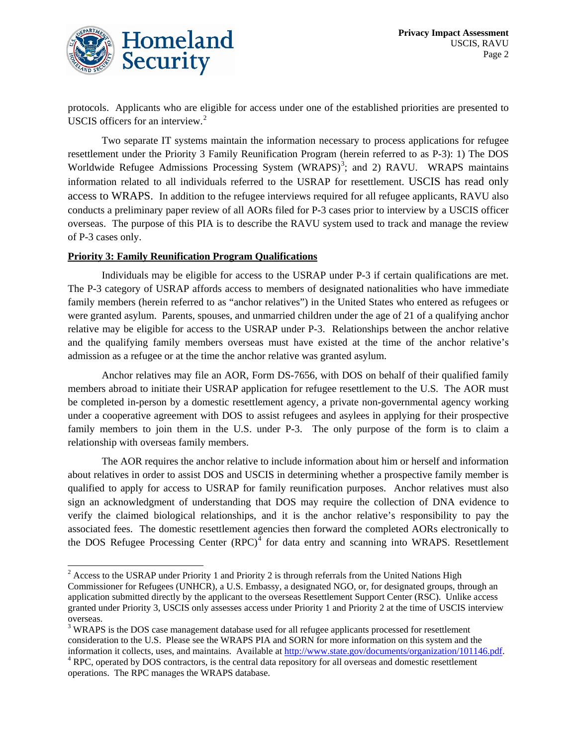protocols. Applicants who are eligible for access under one of the established priorities are presented to USCIS officers for an interview.[2]

Two separate IT systems maintain the information necessary to process applications for refugee resettlement under the Priority 3 Family Reunification Program (herein referred to as P-3): 1) The DOS Worldwide Refugee Admissions Processing System (WRAPS)[3]; and 2) RAVU. WRAPS maintains information related to all individuals referred to the USRAP for resettlement. USCIS has read only access to WRAPS. In addition to the refugee interviews required for all refugee applicants, RAVU also conducts a preliminary paper review of all AORs filed for P-3 cases prior to interview by a USCIS officer overseas. The purpose of this PIA is to describe the RAVU system used to track and manage the review of P-3 cases only.

**Priority 3: Family Reunification Program Qualifications**

Individuals may be eligible for access to the USRAP under P-3 if certain qualifications are met. The P-3 category of USRAP affords access to members of designated nationalities who have immediate family members (herein referred to as "anchor relatives") in the United States who entered as refugees or were granted asylum. Parents, spouses, and unmarried children under the age of 21 of a qualifying anchor relative may be eligible for access to the USRAP under P-3. Relationships between the anchor relative and the qualifying family members overseas must have existed at the time of the anchor relative's admission as a refugee or at the time the anchor relative was granted asylum.

Anchor relatives may file an AOR, Form DS-7656, with DOS on behalf of their qualified family members abroad to initiate their USRAP application for refugee resettlement to the U.S. The AOR must be completed in-person by a domestic resettlement agency, a private non-governmental agency working under a cooperative agreement with DOS to assist refugees and asylees in applying for their prospective family members to join them in the U.S. under P-3. The only purpose of the form is to claim a relationship with overseas family members.

The AOR requires the anchor relative to include information about him or herself and information about relatives in order to assist DOS and USCIS in determining whether a prospective family member is qualified to apply for access to USRAP for family reunification purposes. Anchor relatives must also sign an acknowledgment of understanding that DOS may require the collection of DNA evidence to verify the claimed biological relationships, and it is the anchor relative's responsibility to pay the associated fees. The domestic resettlement agencies then forward the completed AORs electronically to the DOS Refugee Processing Center (RPC)[4] for data entry and scanning into WRAPS. Resettlement

---

[2] Access to the USRAP under Priority 1 and Priority 2 is through referrals from the United Nations High Commissioner for Refugees (UNHCR), a U.S. Embassy, a designated NGO, or, for designated groups, through an application submitted directly by the applicant to the overseas Resettlement Support Center (RSC). Unlike access granted under Priority 3, USCIS only assesses access under Priority 1 and Priority 2 at the time of USCIS interview overseas.

[3] WRAPS is the DOS case management database used for all refugee applicants processed for resettlement consideration to the U.S. Please see the WRAPS PIA and SORN for more information on this system and the information it collects, uses, and maintains. Available at http://www.state.gov/documents/organization/101146.pdf.

[4] RPC, operated by DOS contractors, is the central data repository for all overseas and domestic resettlement operations. The RPC manages the WRAPS database.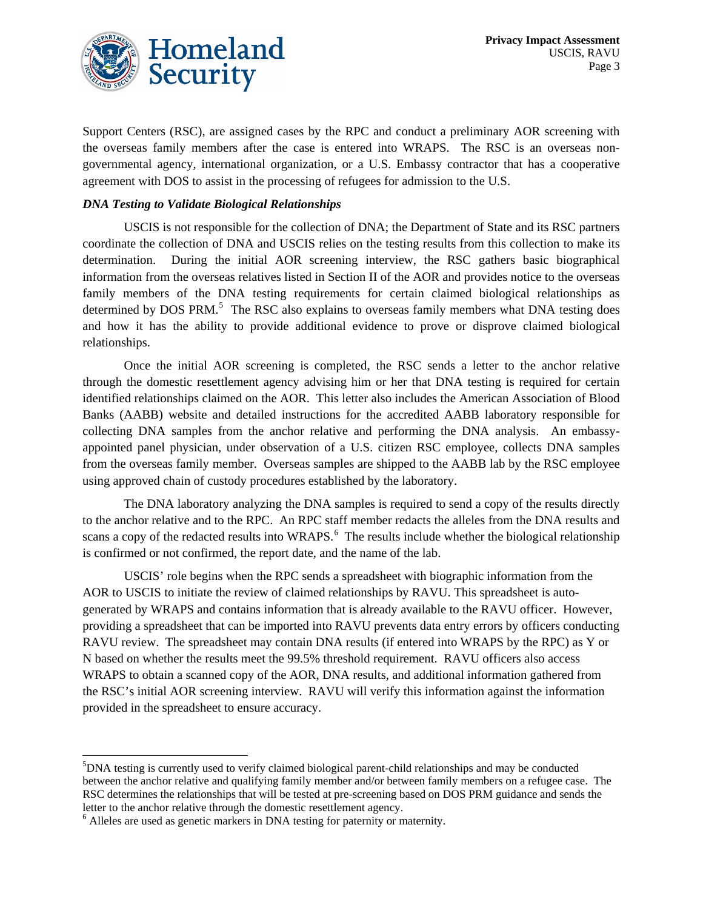Support Centers (RSC), are assigned cases by the RPC and conduct a preliminary AOR screening with the overseas family members after the case is entered into WRAPS. The RSC is an overseas non-governmental agency, international organization, or a U.S. Embassy contractor that has a cooperative agreement with DOS to assist in the processing of refugees for admission to the U.S.

***DNA Testing to Validate Biological Relationships***

USCIS is not responsible for the collection of DNA; the Department of State and its RSC partners coordinate the collection of DNA and USCIS relies on the testing results from this collection to make its determination. During the initial AOR screening interview, the RSC gathers basic biographical information from the overseas relatives listed in Section II of the AOR and provides notice to the overseas family members of the DNA testing requirements for certain claimed biological relationships as determined by DOS PRM.[5] The RSC also explains to overseas family members what DNA testing does and how it has the ability to provide additional evidence to prove or disprove claimed biological relationships.

Once the initial AOR screening is completed, the RSC sends a letter to the anchor relative through the domestic resettlement agency advising him or her that DNA testing is required for certain identified relationships claimed on the AOR. This letter also includes the American Association of Blood Banks (AABB) website and detailed instructions for the accredited AABB laboratory responsible for collecting DNA samples from the anchor relative and performing the DNA analysis. An embassy-appointed panel physician, under observation of a U.S. citizen RSC employee, collects DNA samples from the overseas family member. Overseas samples are shipped to the AABB lab by the RSC employee using approved chain of custody procedures established by the laboratory.

The DNA laboratory analyzing the DNA samples is required to send a copy of the results directly to the anchor relative and to the RPC. An RPC staff member redacts the alleles from the DNA results and scans a copy of the redacted results into WRAPS.[6] The results include whether the biological relationship is confirmed or not confirmed, the report date, and the name of the lab.

USCIS' role begins when the RPC sends a spreadsheet with biographic information from the AOR to USCIS to initiate the review of claimed relationships by RAVU. This spreadsheet is auto-generated by WRAPS and contains information that is already available to the RAVU officer. However, providing a spreadsheet that can be imported into RAVU prevents data entry errors by officers conducting RAVU review. The spreadsheet may contain DNA results (if entered into WRAPS by the RPC) as Y or N based on whether the results meet the 99.5% threshold requirement. RAVU officers also access WRAPS to obtain a scanned copy of the AOR, DNA results, and additional information gathered from the RSC's initial AOR screening interview. RAVU will verify this information against the information provided in the spreadsheet to ensure accuracy.

---

[5] DNA testing is currently used to verify claimed biological parent-child relationships and may be conducted between the anchor relative and qualifying family member and/or between family members on a refugee case. The RSC determines the relationships that will be tested at pre-screening based on DOS PRM guidance and sends the letter to the anchor relative through the domestic resettlement agency.

[6] Alleles are used as genetic markers in DNA testing for paternity or maternity.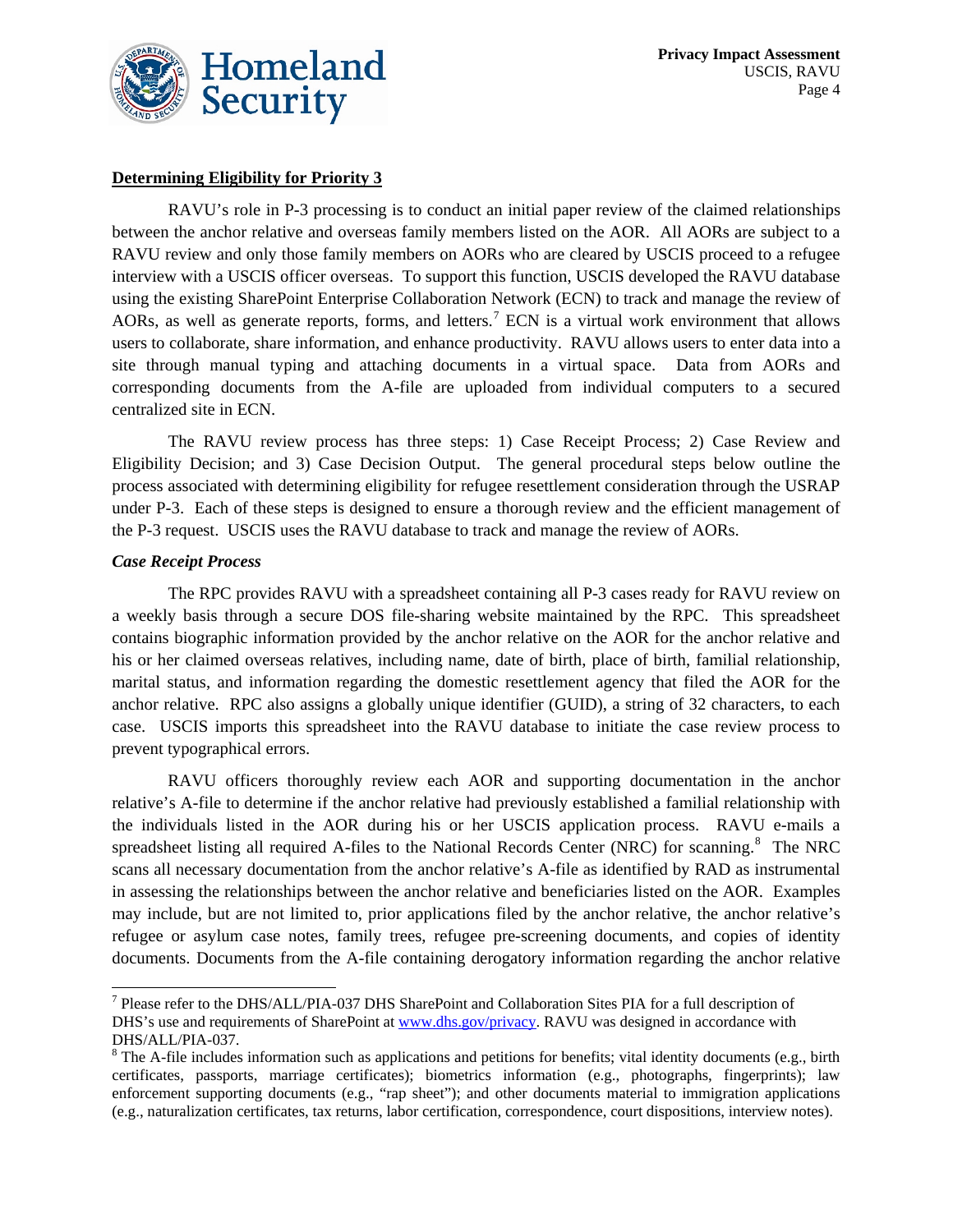**Determining Eligibility for Priority 3**

RAVU's role in P-3 processing is to conduct an initial paper review of the claimed relationships between the anchor relative and overseas family members listed on the AOR. All AORs are subject to a RAVU review and only those family members on AORs who are cleared by USCIS proceed to a refugee interview with a USCIS officer overseas. To support this function, USCIS developed the RAVU database using the existing SharePoint Enterprise Collaboration Network (ECN) to track and manage the review of AORs, as well as generate reports, forms, and letters.[7] ECN is a virtual work environment that allows users to collaborate, share information, and enhance productivity. RAVU allows users to enter data into a site through manual typing and attaching documents in a virtual space. Data from AORs and corresponding documents from the A-file are uploaded from individual computers to a secured centralized site in ECN.

The RAVU review process has three steps: 1) Case Receipt Process; 2) Case Review and Eligibility Decision; and 3) Case Decision Output. The general procedural steps below outline the process associated with determining eligibility for refugee resettlement consideration through the USRAP under P-3. Each of these steps is designed to ensure a thorough review and the efficient management of the P-3 request. USCIS uses the RAVU database to track and manage the review of AORs.

***Case Receipt Process***

The RPC provides RAVU with a spreadsheet containing all P-3 cases ready for RAVU review on a weekly basis through a secure DOS file-sharing website maintained by the RPC. This spreadsheet contains biographic information provided by the anchor relative on the AOR for the anchor relative and his or her claimed overseas relatives, including name, date of birth, place of birth, familial relationship, marital status, and information regarding the domestic resettlement agency that filed the AOR for the anchor relative. RPC also assigns a globally unique identifier (GUID), a string of 32 characters, to each case. USCIS imports this spreadsheet into the RAVU database to initiate the case review process to prevent typographical errors.

RAVU officers thoroughly review each AOR and supporting documentation in the anchor relative's A-file to determine if the anchor relative had previously established a familial relationship with the individuals listed in the AOR during his or her USCIS application process. RAVU e-mails a spreadsheet listing all required A-files to the National Records Center (NRC) for scanning.[8] The NRC scans all necessary documentation from the anchor relative's A-file as identified by RAD as instrumental in assessing the relationships between the anchor relative and beneficiaries listed on the AOR. Examples may include, but are not limited to, prior applications filed by the anchor relative, the anchor relative's refugee or asylum case notes, family trees, refugee pre-screening documents, and copies of identity documents. Documents from the A-file containing derogatory information regarding the anchor relative

---

[7] Please refer to the DHS/ALL/PIA-037 DHS SharePoint and Collaboration Sites PIA for a full description of DHS's use and requirements of SharePoint at www.dhs.gov/privacy. RAVU was designed in accordance with DHS/ALL/PIA-037.

[8] The A-file includes information such as applications and petitions for benefits; vital identity documents (e.g., birth certificates, passports, marriage certificates); biometrics information (e.g., photographs, fingerprints); law enforcement supporting documents (e.g., "rap sheet"); and other documents material to immigration applications (e.g., naturalization certificates, tax returns, labor certification, correspondence, court dispositions, interview notes).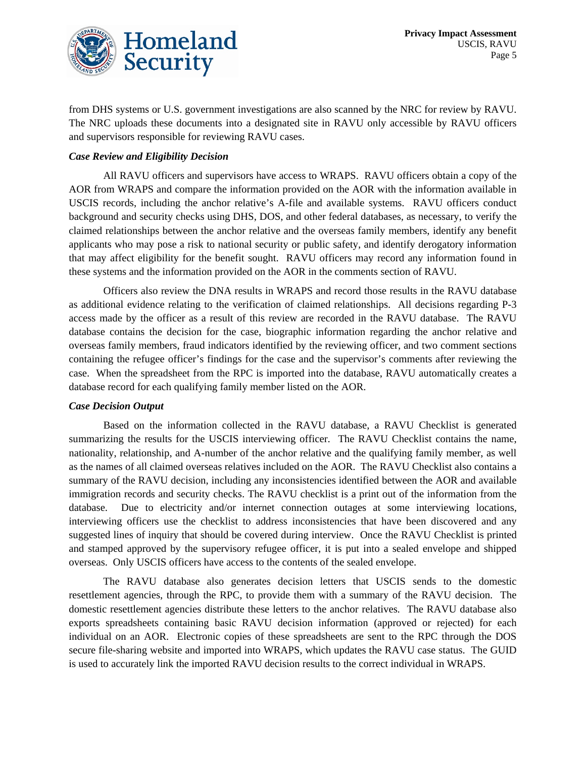from DHS systems or U.S. government investigations are also scanned by the NRC for review by RAVU. The NRC uploads these documents into a designated site in RAVU only accessible by RAVU officers and supervisors responsible for reviewing RAVU cases.

***Case Review and Eligibility Decision***

All RAVU officers and supervisors have access to WRAPS. RAVU officers obtain a copy of the AOR from WRAPS and compare the information provided on the AOR with the information available in USCIS records, including the anchor relative's A-file and available systems. RAVU officers conduct background and security checks using DHS, DOS, and other federal databases, as necessary, to verify the claimed relationships between the anchor relative and the overseas family members, identify any benefit applicants who may pose a risk to national security or public safety, and identify derogatory information that may affect eligibility for the benefit sought. RAVU officers may record any information found in these systems and the information provided on the AOR in the comments section of RAVU.

Officers also review the DNA results in WRAPS and record those results in the RAVU database as additional evidence relating to the verification of claimed relationships. All decisions regarding P-3 access made by the officer as a result of this review are recorded in the RAVU database. The RAVU database contains the decision for the case, biographic information regarding the anchor relative and overseas family members, fraud indicators identified by the reviewing officer, and two comment sections containing the refugee officer's findings for the case and the supervisor's comments after reviewing the case. When the spreadsheet from the RPC is imported into the database, RAVU automatically creates a database record for each qualifying family member listed on the AOR.

***Case Decision Output***

Based on the information collected in the RAVU database, a RAVU Checklist is generated summarizing the results for the USCIS interviewing officer. The RAVU Checklist contains the name, nationality, relationship, and A-number of the anchor relative and the qualifying family member, as well as the names of all claimed overseas relatives included on the AOR. The RAVU Checklist also contains a summary of the RAVU decision, including any inconsistencies identified between the AOR and available immigration records and security checks. The RAVU checklist is a print out of the information from the database. Due to electricity and/or internet connection outages at some interviewing locations, interviewing officers use the checklist to address inconsistencies that have been discovered and any suggested lines of inquiry that should be covered during interview. Once the RAVU Checklist is printed and stamped approved by the supervisory refugee officer, it is put into a sealed envelope and shipped overseas. Only USCIS officers have access to the contents of the sealed envelope.

The RAVU database also generates decision letters that USCIS sends to the domestic resettlement agencies, through the RPC, to provide them with a summary of the RAVU decision. The domestic resettlement agencies distribute these letters to the anchor relatives. The RAVU database also exports spreadsheets containing basic RAVU decision information (approved or rejected) for each individual on an AOR. Electronic copies of these spreadsheets are sent to the RPC through the DOS secure file-sharing website and imported into WRAPS, which updates the RAVU case status. The GUID is used to accurately link the imported RAVU decision results to the correct individual in WRAPS.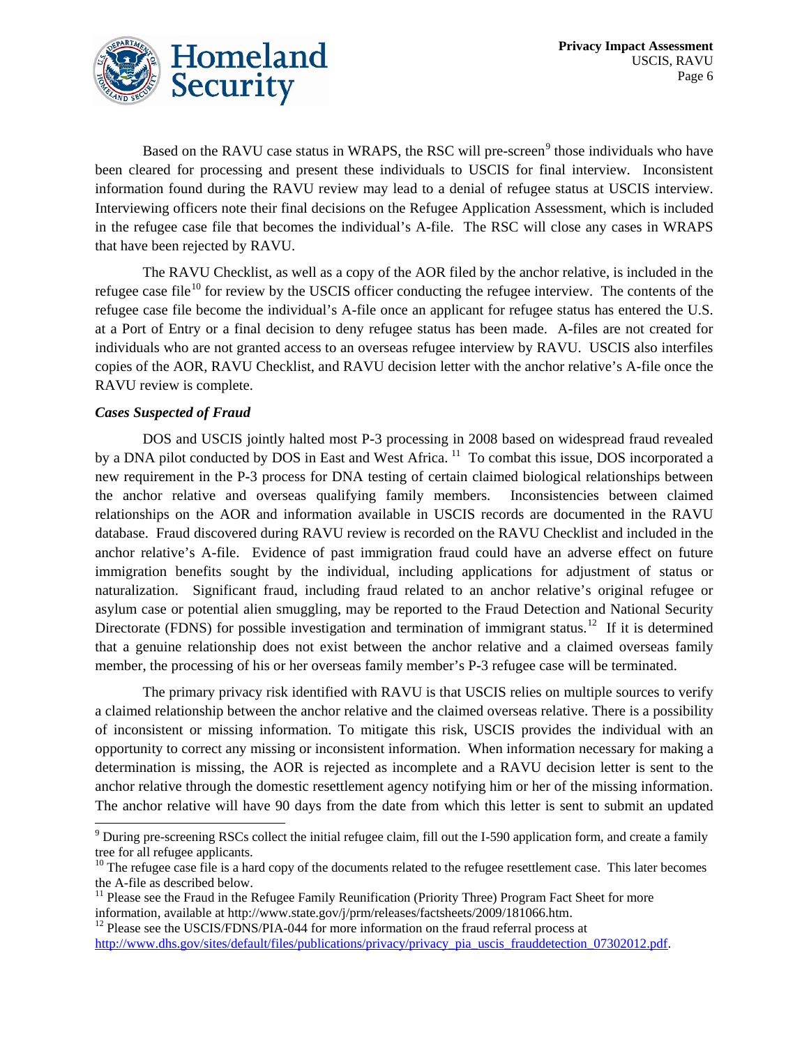Based on the RAVU case status in WRAPS, the RSC will pre-screen[9] those individuals who have been cleared for processing and present these individuals to USCIS for final interview. Inconsistent information found during the RAVU review may lead to a denial of refugee status at USCIS interview. Interviewing officers note their final decisions on the Refugee Application Assessment, which is included in the refugee case file that becomes the individual's A-file. The RSC will close any cases in WRAPS that have been rejected by RAVU.

The RAVU Checklist, as well as a copy of the AOR filed by the anchor relative, is included in the refugee case file[10] for review by the USCIS officer conducting the refugee interview. The contents of the refugee case file become the individual's A-file once an applicant for refugee status has entered the U.S. at a Port of Entry or a final decision to deny refugee status has been made. A-files are not created for individuals who are not granted access to an overseas refugee interview by RAVU. USCIS also interfiles copies of the AOR, RAVU Checklist, and RAVU decision letter with the anchor relative's A-file once the RAVU review is complete.

***Cases Suspected of Fraud***

DOS and USCIS jointly halted most P-3 processing in 2008 based on widespread fraud revealed by a DNA pilot conducted by DOS in East and West Africa.[11] To combat this issue, DOS incorporated a new requirement in the P-3 process for DNA testing of certain claimed biological relationships between the anchor relative and overseas qualifying family members. Inconsistencies between claimed relationships on the AOR and information available in USCIS records are documented in the RAVU database. Fraud discovered during RAVU review is recorded on the RAVU Checklist and included in the anchor relative's A-file. Evidence of past immigration fraud could have an adverse effect on future immigration benefits sought by the individual, including applications for adjustment of status or naturalization. Significant fraud, including fraud related to an anchor relative's original refugee or asylum case or potential alien smuggling, may be reported to the Fraud Detection and National Security Directorate (FDNS) for possible investigation and termination of immigrant status.[12] If it is determined that a genuine relationship does not exist between the anchor relative and a claimed overseas family member, the processing of his or her overseas family member's P-3 refugee case will be terminated.

The primary privacy risk identified with RAVU is that USCIS relies on multiple sources to verify a claimed relationship between the anchor relative and the claimed overseas relative. There is a possibility of inconsistent or missing information. To mitigate this risk, USCIS provides the individual with an opportunity to correct any missing or inconsistent information. When information necessary for making a determination is missing, the AOR is rejected as incomplete and a RAVU decision letter is sent to the anchor relative through the domestic resettlement agency notifying him or her of the missing information. The anchor relative will have 90 days from the date from which this letter is sent to submit an updated

---

[9] During pre-screening RSCs collect the initial refugee claim, fill out the I-590 application form, and create a family tree for all refugee applicants.

[10] The refugee case file is a hard copy of the documents related to the refugee resettlement case. This later becomes the A-file as described below.

[11] Please see the Fraud in the Refugee Family Reunification (Priority Three) Program Fact Sheet for more information, available at http://www.state.gov/j/prm/releases/factsheets/2009/181066.htm.

[12] Please see the USCIS/FDNS/PIA-044 for more information on the fraud referral process at http://www.dhs.gov/sites/default/files/publications/privacy/privacy_pia_uscis_frauddetection_07302012.pdf.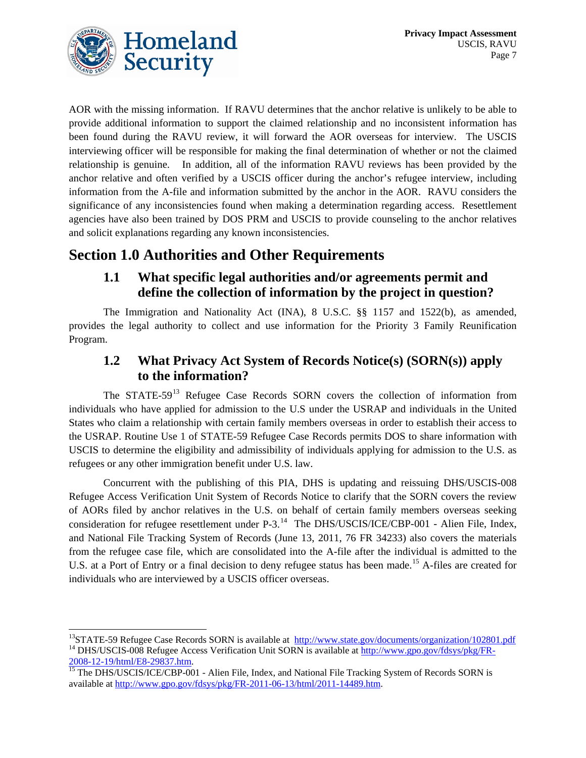AOR with the missing information. If RAVU determines that the anchor relative is unlikely to be able to provide additional information to support the claimed relationship and no inconsistent information has been found during the RAVU review, it will forward the AOR overseas for interview. The USCIS interviewing officer will be responsible for making the final determination of whether or not the claimed relationship is genuine. In addition, all of the information RAVU reviews has been provided by the anchor relative and often verified by a USCIS officer during the anchor's refugee interview, including information from the A-file and information submitted by the anchor in the AOR. RAVU considers the significance of any inconsistencies found when making a determination regarding access. Resettlement agencies have also been trained by DOS PRM and USCIS to provide counseling to the anchor relatives and solicit explanations regarding any known inconsistencies.

# Section 1.0 Authorities and Other Requirements

## 1.1 What specific legal authorities and/or agreements permit and define the collection of information by the project in question?

The Immigration and Nationality Act (INA), 8 U.S.C. §§ 1157 and 1522(b), as amended, provides the legal authority to collect and use information for the Priority 3 Family Reunification Program.

## 1.2 What Privacy Act System of Records Notice(s) (SORN(s)) apply to the information?

The STATE-59[13] Refugee Case Records SORN covers the collection of information from individuals who have applied for admission to the U.S under the USRAP and individuals in the United States who claim a relationship with certain family members overseas in order to establish their access to the USRAP. Routine Use 1 of STATE-59 Refugee Case Records permits DOS to share information with USCIS to determine the eligibility and admissibility of individuals applying for admission to the U.S. as refugees or any other immigration benefit under U.S. law.

Concurrent with the publishing of this PIA, DHS is updating and reissuing DHS/USCIS-008 Refugee Access Verification Unit System of Records Notice to clarify that the SORN covers the review of AORs filed by anchor relatives in the U.S. on behalf of certain family members overseas seeking consideration for refugee resettlement under P-3.[14] The DHS/USCIS/ICE/CBP-001 - Alien File, Index, and National File Tracking System of Records (June 13, 2011, 76 FR 34233) also covers the materials from the refugee case file, which are consolidated into the A-file after the individual is admitted to the U.S. at a Port of Entry or a final decision to deny refugee status has been made.[15] A-files are created for individuals who are interviewed by a USCIS officer overseas.

---

[13] STATE-59 Refugee Case Records SORN is available at http://www.state.gov/documents/organization/102801.pdf

[14] DHS/USCIS-008 Refugee Access Verification Unit SORN is available at http://www.gpo.gov/fdsys/pkg/FR-2008-12-19/html/E8-29837.htm.

[15] The DHS/USCIS/ICE/CBP-001 - Alien File, Index, and National File Tracking System of Records SORN is available at http://www.gpo.gov/fdsys/pkg/FR-2011-06-13/html/2011-14489.htm.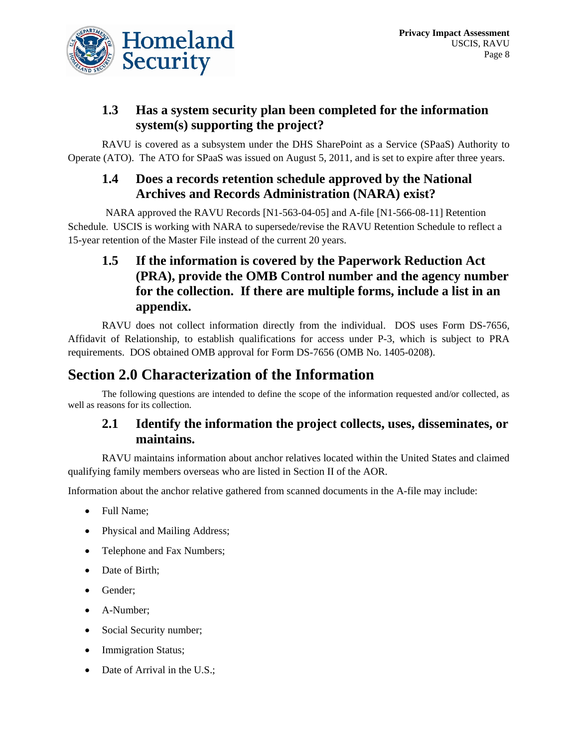### 1.3 Has a system security plan been completed for the information system(s) supporting the project?

RAVU is covered as a subsystem under the DHS SharePoint as a Service (SPaaS) Authority to Operate (ATO). The ATO for SPaaS was issued on August 5, 2011, and is set to expire after three years.

### 1.4 Does a records retention schedule approved by the National Archives and Records Administration (NARA) exist?

NARA approved the RAVU Records [N1-563-04-05] and A-file [N1-566-08-11] Retention Schedule. USCIS is working with NARA to supersede/revise the RAVU Retention Schedule to reflect a 15-year retention of the Master File instead of the current 20 years.

### 1.5 If the information is covered by the Paperwork Reduction Act (PRA), provide the OMB Control number and the agency number for the collection. If there are multiple forms, include a list in an appendix.

RAVU does not collect information directly from the individual. DOS uses Form DS-7656, Affidavit of Relationship, to establish qualifications for access under P-3, which is subject to PRA requirements. DOS obtained OMB approval for Form DS-7656 (OMB No. 1405-0208).

## Section 2.0 Characterization of the Information

The following questions are intended to define the scope of the information requested and/or collected, as well as reasons for its collection.

### 2.1 Identify the information the project collects, uses, disseminates, or maintains.

RAVU maintains information about anchor relatives located within the United States and claimed qualifying family members overseas who are listed in Section II of the AOR.

Information about the anchor relative gathered from scanned documents in the A-file may include:

- Full Name;
- Physical and Mailing Address;
- Telephone and Fax Numbers;
- Date of Birth;
- Gender;
- A-Number;
- Social Security number;
- Immigration Status;
- Date of Arrival in the U.S.;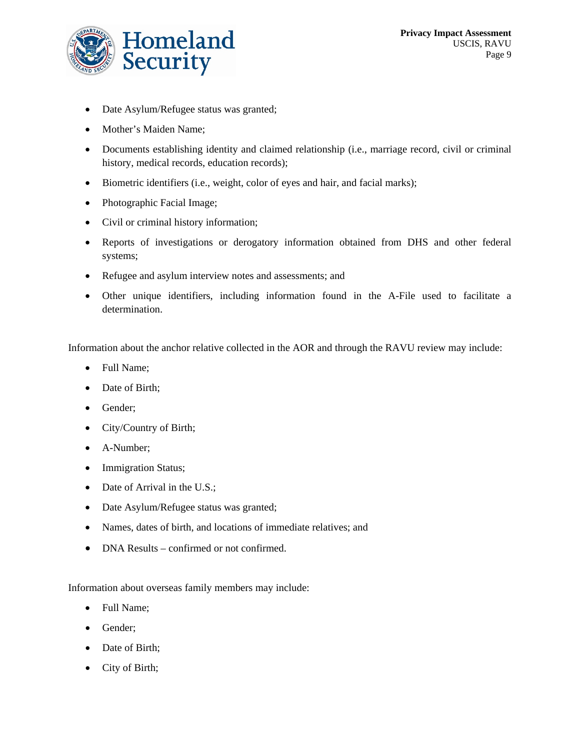- Date Asylum/Refugee status was granted;
- Mother's Maiden Name;
- Documents establishing identity and claimed relationship (i.e., marriage record, civil or criminal history, medical records, education records);
- Biometric identifiers (i.e., weight, color of eyes and hair, and facial marks);
- Photographic Facial Image;
- Civil or criminal history information;
- Reports of investigations or derogatory information obtained from DHS and other federal systems;
- Refugee and asylum interview notes and assessments; and
- Other unique identifiers, including information found in the A-File used to facilitate a determination.

Information about the anchor relative collected in the AOR and through the RAVU review may include:

- Full Name;
- Date of Birth;
- Gender;
- City/Country of Birth;
- A-Number;
- Immigration Status;
- Date of Arrival in the U.S.;
- Date Asylum/Refugee status was granted;
- Names, dates of birth, and locations of immediate relatives; and
- DNA Results – confirmed or not confirmed.

Information about overseas family members may include:

- Full Name;
- Gender;
- Date of Birth;
- City of Birth;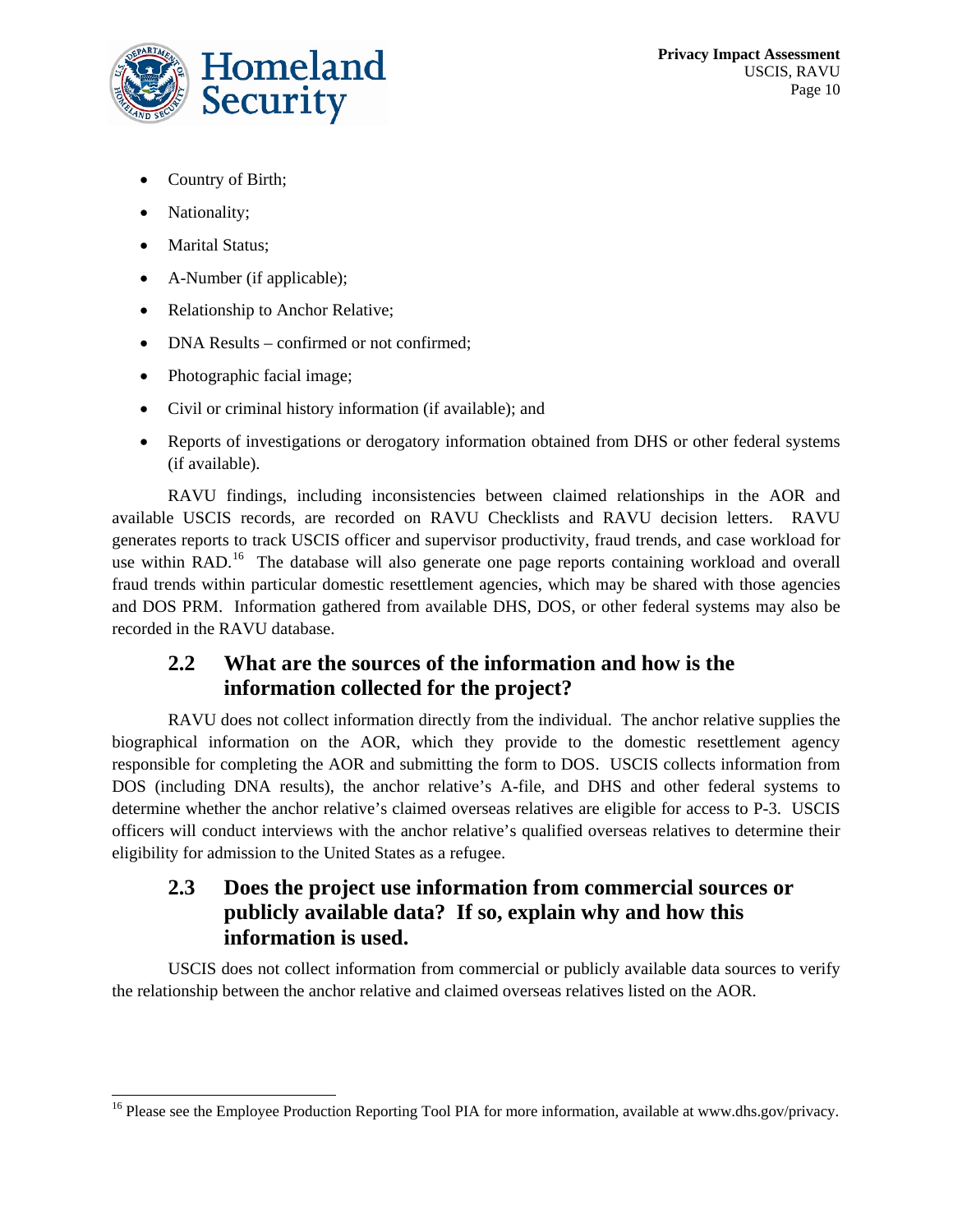- Country of Birth;
- Nationality;
- Marital Status;
- A-Number (if applicable);
- Relationship to Anchor Relative;
- DNA Results – confirmed or not confirmed;
- Photographic facial image;
- Civil or criminal history information (if available); and
- Reports of investigations or derogatory information obtained from DHS or other federal systems (if available).

RAVU findings, including inconsistencies between claimed relationships in the AOR and available USCIS records, are recorded on RAVU Checklists and RAVU decision letters. RAVU generates reports to track USCIS officer and supervisor productivity, fraud trends, and case workload for use within RAD.[16] The database will also generate one page reports containing workload and overall fraud trends within particular domestic resettlement agencies, which may be shared with those agencies and DOS PRM. Information gathered from available DHS, DOS, or other federal systems may also be recorded in the RAVU database.

## 2.2 What are the sources of the information and how is the information collected for the project?

RAVU does not collect information directly from the individual. The anchor relative supplies the biographical information on the AOR, which they provide to the domestic resettlement agency responsible for completing the AOR and submitting the form to DOS. USCIS collects information from DOS (including DNA results), the anchor relative's A-file, and DHS and other federal systems to determine whether the anchor relative's claimed overseas relatives are eligible for access to P-3. USCIS officers will conduct interviews with the anchor relative's qualified overseas relatives to determine their eligibility for admission to the United States as a refugee.

## 2.3 Does the project use information from commercial sources or publicly available data? If so, explain why and how this information is used.

USCIS does not collect information from commercial or publicly available data sources to verify the relationship between the anchor relative and claimed overseas relatives listed on the AOR.

---

[16] Please see the Employee Production Reporting Tool PIA for more information, available at www.dhs.gov/privacy.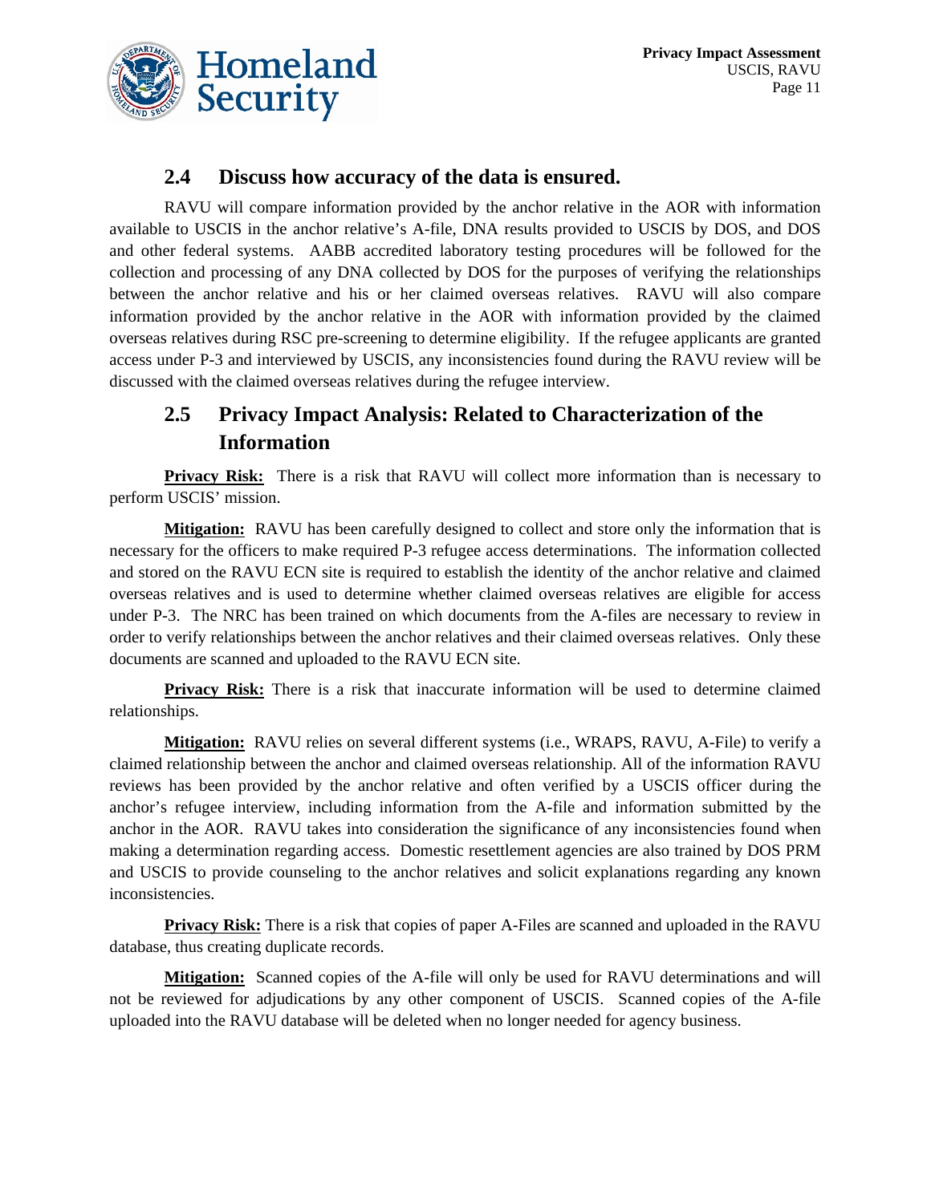## 2.4 Discuss how accuracy of the data is ensured.

RAVU will compare information provided by the anchor relative in the AOR with information available to USCIS in the anchor relative's A-file, DNA results provided to USCIS by DOS, and DOS and other federal systems. AABB accredited laboratory testing procedures will be followed for the collection and processing of any DNA collected by DOS for the purposes of verifying the relationships between the anchor relative and his or her claimed overseas relatives. RAVU will also compare information provided by the anchor relative in the AOR with information provided by the claimed overseas relatives during RSC pre-screening to determine eligibility. If the refugee applicants are granted access under P-3 and interviewed by USCIS, any inconsistencies found during the RAVU review will be discussed with the claimed overseas relatives during the refugee interview.

## 2.5 Privacy Impact Analysis: Related to Characterization of the Information

**Privacy Risk:** There is a risk that RAVU will collect more information than is necessary to perform USCIS' mission.

**Mitigation:** RAVU has been carefully designed to collect and store only the information that is necessary for the officers to make required P-3 refugee access determinations. The information collected and stored on the RAVU ECN site is required to establish the identity of the anchor relative and claimed overseas relatives and is used to determine whether claimed overseas relatives are eligible for access under P-3. The NRC has been trained on which documents from the A-files are necessary to review in order to verify relationships between the anchor relatives and their claimed overseas relatives. Only these documents are scanned and uploaded to the RAVU ECN site.

**Privacy Risk:** There is a risk that inaccurate information will be used to determine claimed relationships.

**Mitigation:** RAVU relies on several different systems (i.e., WRAPS, RAVU, A-File) to verify a claimed relationship between the anchor and claimed overseas relationship. All of the information RAVU reviews has been provided by the anchor relative and often verified by a USCIS officer during the anchor's refugee interview, including information from the A-file and information submitted by the anchor in the AOR. RAVU takes into consideration the significance of any inconsistencies found when making a determination regarding access. Domestic resettlement agencies are also trained by DOS PRM and USCIS to provide counseling to the anchor relatives and solicit explanations regarding any known inconsistencies.

**Privacy Risk:** There is a risk that copies of paper A-Files are scanned and uploaded in the RAVU database, thus creating duplicate records.

**Mitigation:** Scanned copies of the A-file will only be used for RAVU determinations and will not be reviewed for adjudications by any other component of USCIS. Scanned copies of the A-file uploaded into the RAVU database will be deleted when no longer needed for agency business.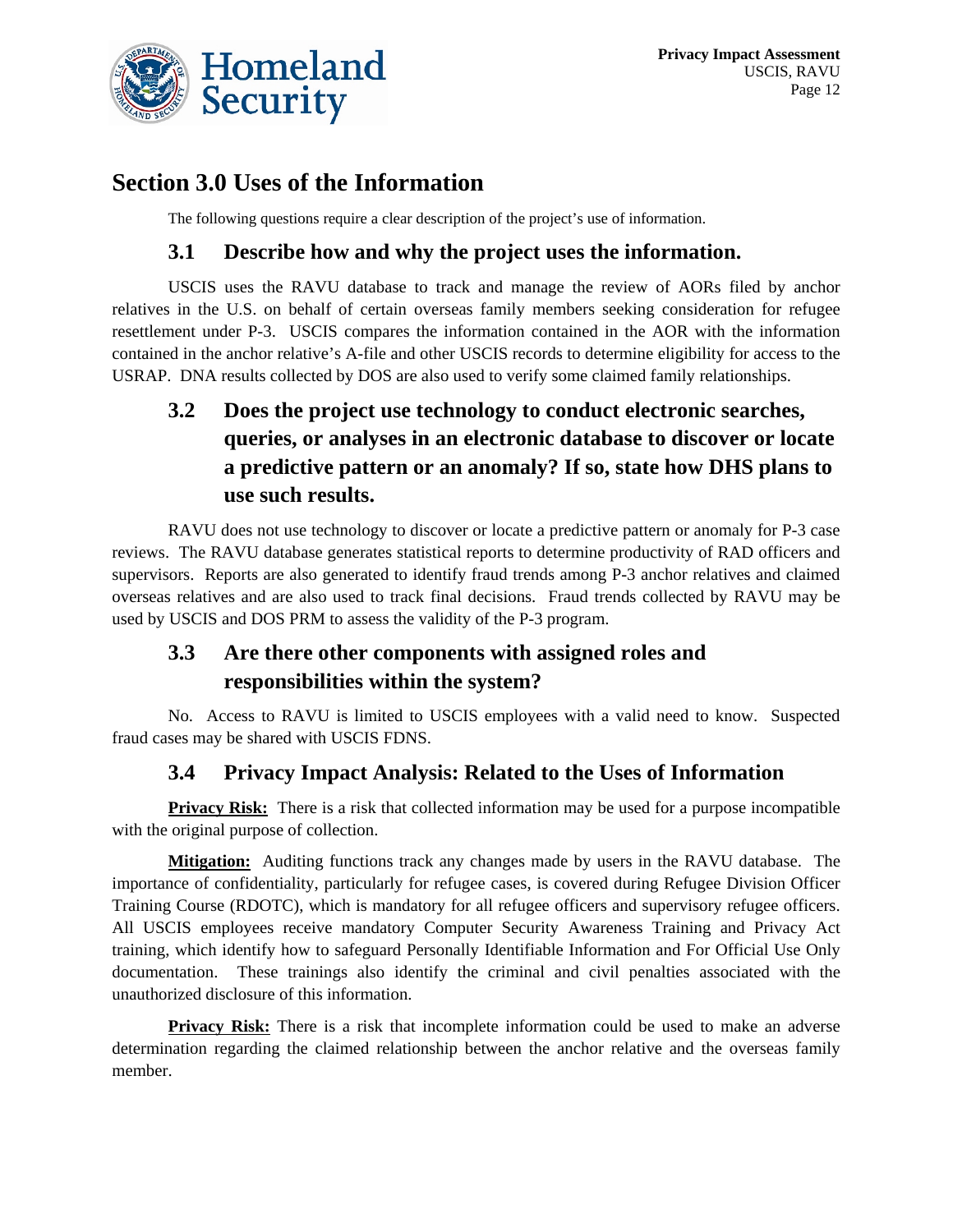# Section 3.0 Uses of the Information

The following questions require a clear description of the project's use of information.

## 3.1 Describe how and why the project uses the information.

USCIS uses the RAVU database to track and manage the review of AORs filed by anchor relatives in the U.S. on behalf of certain overseas family members seeking consideration for refugee resettlement under P-3. USCIS compares the information contained in the AOR with the information contained in the anchor relative's A-file and other USCIS records to determine eligibility for access to the USRAP. DNA results collected by DOS are also used to verify some claimed family relationships.

## 3.2 Does the project use technology to conduct electronic searches, queries, or analyses in an electronic database to discover or locate a predictive pattern or an anomaly? If so, state how DHS plans to use such results.

RAVU does not use technology to discover or locate a predictive pattern or anomaly for P-3 case reviews. The RAVU database generates statistical reports to determine productivity of RAD officers and supervisors. Reports are also generated to identify fraud trends among P-3 anchor relatives and claimed overseas relatives and are also used to track final decisions. Fraud trends collected by RAVU may be used by USCIS and DOS PRM to assess the validity of the P-3 program.

## 3.3 Are there other components with assigned roles and responsibilities within the system?

No. Access to RAVU is limited to USCIS employees with a valid need to know. Suspected fraud cases may be shared with USCIS FDNS.

## 3.4 Privacy Impact Analysis: Related to the Uses of Information

**Privacy Risk:** There is a risk that collected information may be used for a purpose incompatible with the original purpose of collection.

**Mitigation:** Auditing functions track any changes made by users in the RAVU database. The importance of confidentiality, particularly for refugee cases, is covered during Refugee Division Officer Training Course (RDOTC), which is mandatory for all refugee officers and supervisory refugee officers. All USCIS employees receive mandatory Computer Security Awareness Training and Privacy Act training, which identify how to safeguard Personally Identifiable Information and For Official Use Only documentation. These trainings also identify the criminal and civil penalties associated with the unauthorized disclosure of this information.

**Privacy Risk:** There is a risk that incomplete information could be used to make an adverse determination regarding the claimed relationship between the anchor relative and the overseas family member.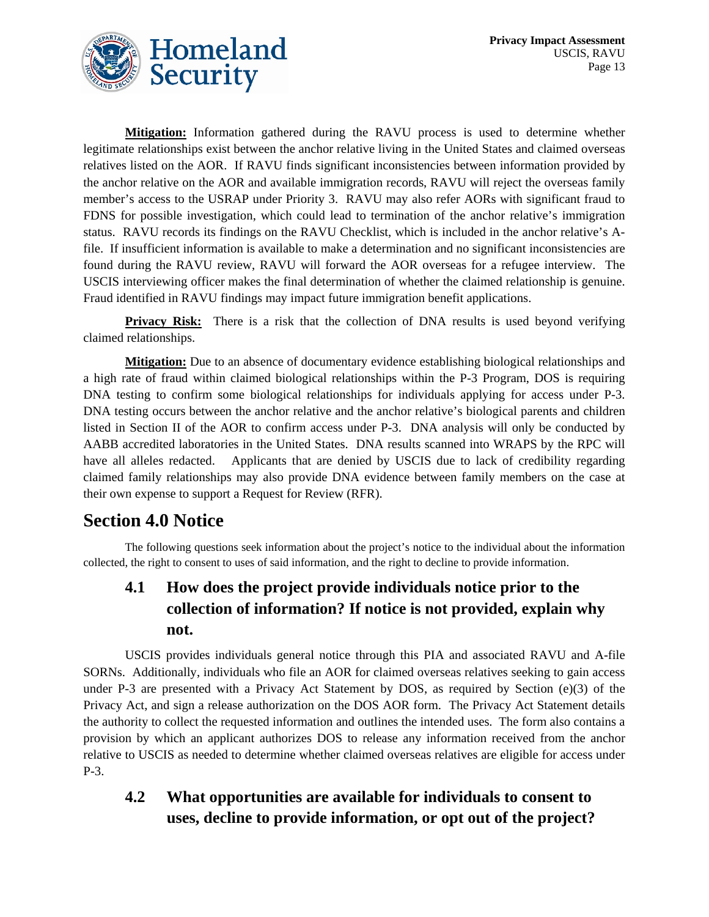**Mitigation:** Information gathered during the RAVU process is used to determine whether legitimate relationships exist between the anchor relative living in the United States and claimed overseas relatives listed on the AOR. If RAVU finds significant inconsistencies between information provided by the anchor relative on the AOR and available immigration records, RAVU will reject the overseas family member's access to the USRAP under Priority 3. RAVU may also refer AORs with significant fraud to FDNS for possible investigation, which could lead to termination of the anchor relative's immigration status. RAVU records its findings on the RAVU Checklist, which is included in the anchor relative's A-file. If insufficient information is available to make a determination and no significant inconsistencies are found during the RAVU review, RAVU will forward the AOR overseas for a refugee interview. The USCIS interviewing officer makes the final determination of whether the claimed relationship is genuine. Fraud identified in RAVU findings may impact future immigration benefit applications.

**Privacy Risk:** There is a risk that the collection of DNA results is used beyond verifying claimed relationships.

**Mitigation:** Due to an absence of documentary evidence establishing biological relationships and a high rate of fraud within claimed biological relationships within the P-3 Program, DOS is requiring DNA testing to confirm some biological relationships for individuals applying for access under P-3. DNA testing occurs between the anchor relative and the anchor relative's biological parents and children listed in Section II of the AOR to confirm access under P-3. DNA analysis will only be conducted by AABB accredited laboratories in the United States. DNA results scanned into WRAPS by the RPC will have all alleles redacted. Applicants that are denied by USCIS due to lack of credibility regarding claimed family relationships may also provide DNA evidence between family members on the case at their own expense to support a Request for Review (RFR).

## Section 4.0 Notice

The following questions seek information about the project's notice to the individual about the information collected, the right to consent to uses of said information, and the right to decline to provide information.

### 4.1 How does the project provide individuals notice prior to the collection of information? If notice is not provided, explain why not.

USCIS provides individuals general notice through this PIA and associated RAVU and A-file SORNs. Additionally, individuals who file an AOR for claimed overseas relatives seeking to gain access under P-3 are presented with a Privacy Act Statement by DOS, as required by Section (e)(3) of the Privacy Act, and sign a release authorization on the DOS AOR form. The Privacy Act Statement details the authority to collect the requested information and outlines the intended uses. The form also contains a provision by which an applicant authorizes DOS to release any information received from the anchor relative to USCIS as needed to determine whether claimed overseas relatives are eligible for access under P-3.

### 4.2 What opportunities are available for individuals to consent to uses, decline to provide information, or opt out of the project?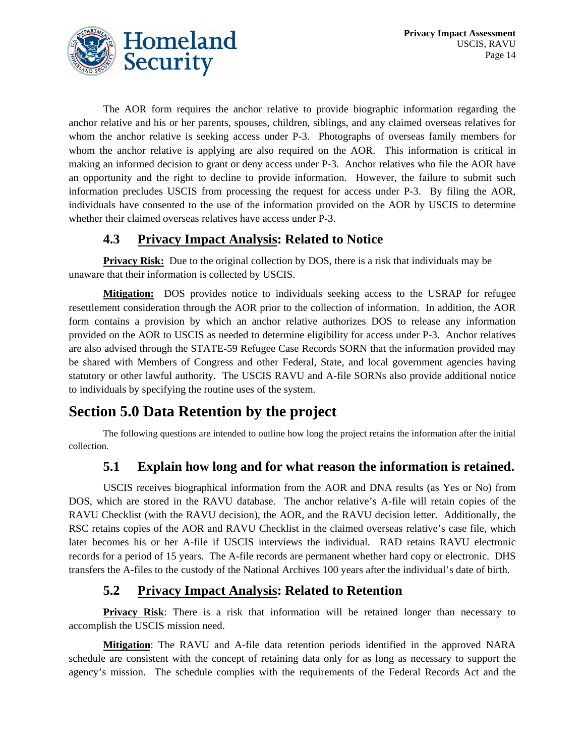The AOR form requires the anchor relative to provide biographic information regarding the anchor relative and his or her parents, spouses, children, siblings, and any claimed overseas relatives for whom the anchor relative is seeking access under P-3. Photographs of overseas family members for whom the anchor relative is applying are also required on the AOR. This information is critical in making an informed decision to grant or deny access under P-3. Anchor relatives who file the AOR have an opportunity and the right to decline to provide information. However, the failure to submit such information precludes USCIS from processing the request for access under P-3. By filing the AOR, individuals have consented to the use of the information provided on the AOR by USCIS to determine whether their claimed overseas relatives have access under P-3.

### 4.3 Privacy Impact Analysis: Related to Notice

**Privacy Risk:** Due to the original collection by DOS, there is a risk that individuals may be unaware that their information is collected by USCIS.

**Mitigation:** DOS provides notice to individuals seeking access to the USRAP for refugee resettlement consideration through the AOR prior to the collection of information. In addition, the AOR form contains a provision by which an anchor relative authorizes DOS to release any information provided on the AOR to USCIS as needed to determine eligibility for access under P-3. Anchor relatives are also advised through the STATE-59 Refugee Case Records SORN that the information provided may be shared with Members of Congress and other Federal, State, and local government agencies having statutory or other lawful authority. The USCIS RAVU and A-file SORNs also provide additional notice to individuals by specifying the routine uses of the system.

## Section 5.0 Data Retention by the project

The following questions are intended to outline how long the project retains the information after the initial collection.

### 5.1 Explain how long and for what reason the information is retained.

USCIS receives biographical information from the AOR and DNA results (as Yes or No) from DOS, which are stored in the RAVU database. The anchor relative's A-file will retain copies of the RAVU Checklist (with the RAVU decision), the AOR, and the RAVU decision letter. Additionally, the RSC retains copies of the AOR and RAVU Checklist in the claimed overseas relative's case file, which later becomes his or her A-file if USCIS interviews the individual. RAD retains RAVU electronic records for a period of 15 years. The A-file records are permanent whether hard copy or electronic. DHS transfers the A-files to the custody of the National Archives 100 years after the individual's date of birth.

### 5.2 Privacy Impact Analysis: Related to Retention

**Privacy Risk**: There is a risk that information will be retained longer than necessary to accomplish the USCIS mission need.

**Mitigation**: The RAVU and A-file data retention periods identified in the approved NARA schedule are consistent with the concept of retaining data only for as long as necessary to support the agency's mission. The schedule complies with the requirements of the Federal Records Act and the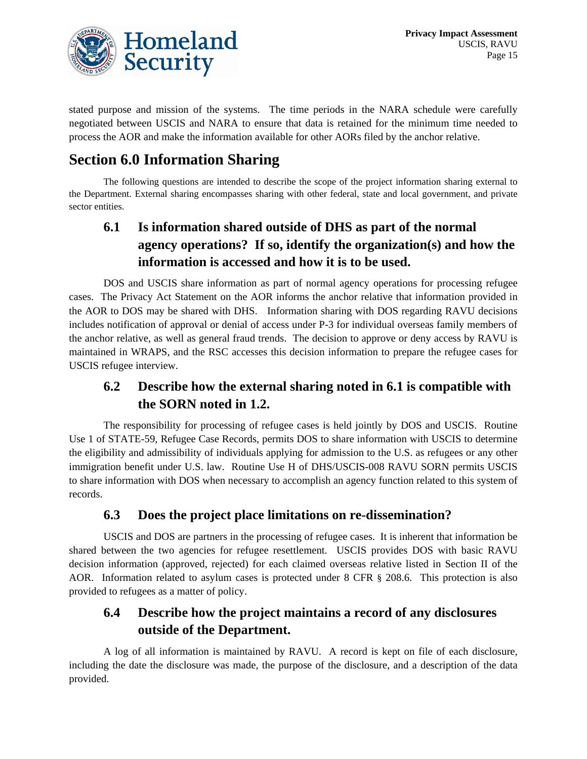stated purpose and mission of the systems. The time periods in the NARA schedule were carefully negotiated between USCIS and NARA to ensure that data is retained for the minimum time needed to process the AOR and make the information available for other AORs filed by the anchor relative.

# Section 6.0 Information Sharing

The following questions are intended to describe the scope of the project information sharing external to the Department. External sharing encompasses sharing with other federal, state and local government, and private sector entities.

## 6.1 Is information shared outside of DHS as part of the normal agency operations? If so, identify the organization(s) and how the information is accessed and how it is to be used.

DOS and USCIS share information as part of normal agency operations for processing refugee cases. The Privacy Act Statement on the AOR informs the anchor relative that information provided in the AOR to DOS may be shared with DHS. Information sharing with DOS regarding RAVU decisions includes notification of approval or denial of access under P-3 for individual overseas family members of the anchor relative, as well as general fraud trends. The decision to approve or deny access by RAVU is maintained in WRAPS, and the RSC accesses this decision information to prepare the refugee cases for USCIS refugee interview.

## 6.2 Describe how the external sharing noted in 6.1 is compatible with the SORN noted in 1.2.

The responsibility for processing of refugee cases is held jointly by DOS and USCIS. Routine Use 1 of STATE-59, Refugee Case Records, permits DOS to share information with USCIS to determine the eligibility and admissibility of individuals applying for admission to the U.S. as refugees or any other immigration benefit under U.S. law. Routine Use H of DHS/USCIS-008 RAVU SORN permits USCIS to share information with DOS when necessary to accomplish an agency function related to this system of records.

## 6.3 Does the project place limitations on re-dissemination?

USCIS and DOS are partners in the processing of refugee cases. It is inherent that information be shared between the two agencies for refugee resettlement. USCIS provides DOS with basic RAVU decision information (approved, rejected) for each claimed overseas relative listed in Section II of the AOR. Information related to asylum cases is protected under 8 CFR § 208.6. This protection is also provided to refugees as a matter of policy.

## 6.4 Describe how the project maintains a record of any disclosures outside of the Department.

A log of all information is maintained by RAVU. A record is kept on file of each disclosure, including the date the disclosure was made, the purpose of the disclosure, and a description of the data provided.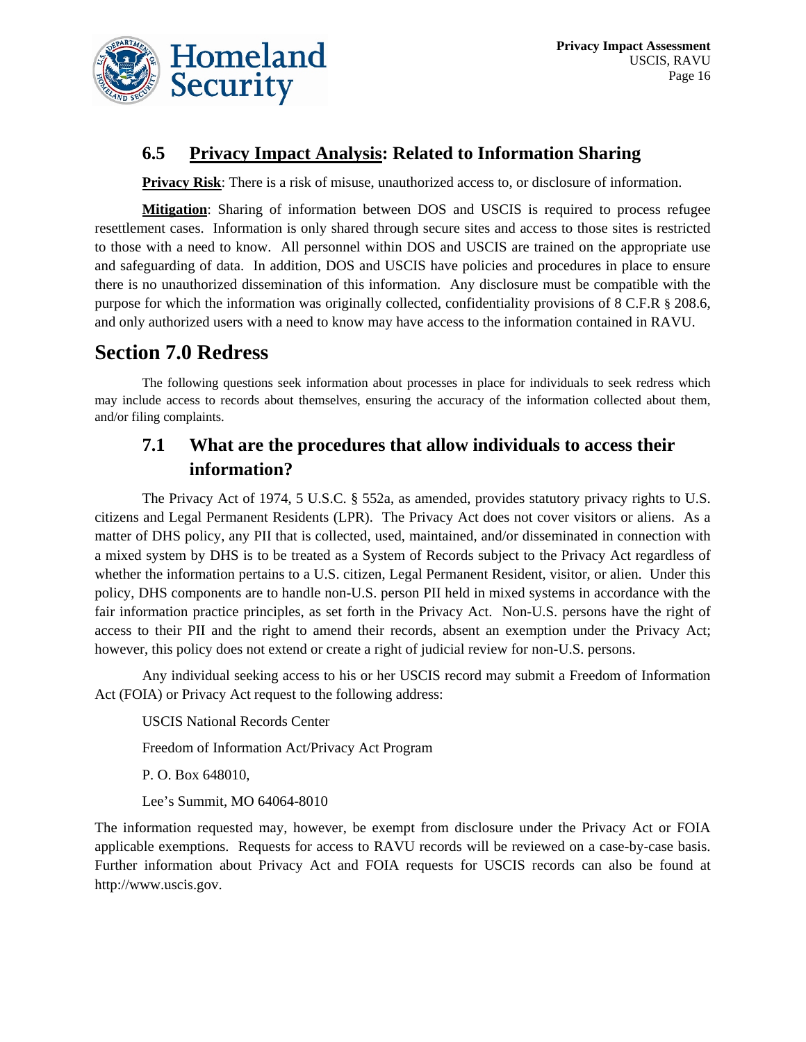### 6.5 <u>Privacy Impact Analysis</u>: Related to Information Sharing

**<u>Privacy Risk</u>**: There is a risk of misuse, unauthorized access to, or disclosure of information.

**<u>Mitigation</u>**: Sharing of information between DOS and USCIS is required to process refugee resettlement cases. Information is only shared through secure sites and access to those sites is restricted to those with a need to know. All personnel within DOS and USCIS are trained on the appropriate use and safeguarding of data. In addition, DOS and USCIS have policies and procedures in place to ensure there is no unauthorized dissemination of this information. Any disclosure must be compatible with the purpose for which the information was originally collected, confidentiality provisions of 8 C.F.R § 208.6, and only authorized users with a need to know may have access to the information contained in RAVU.

## Section 7.0 Redress

The following questions seek information about processes in place for individuals to seek redress which may include access to records about themselves, ensuring the accuracy of the information collected about them, and/or filing complaints.

### 7.1 What are the procedures that allow individuals to access their information?

The Privacy Act of 1974, 5 U.S.C. § 552a, as amended, provides statutory privacy rights to U.S. citizens and Legal Permanent Residents (LPR). The Privacy Act does not cover visitors or aliens. As a matter of DHS policy, any PII that is collected, used, maintained, and/or disseminated in connection with a mixed system by DHS is to be treated as a System of Records subject to the Privacy Act regardless of whether the information pertains to a U.S. citizen, Legal Permanent Resident, visitor, or alien. Under this policy, DHS components are to handle non-U.S. person PII held in mixed systems in accordance with the fair information practice principles, as set forth in the Privacy Act. Non-U.S. persons have the right of access to their PII and the right to amend their records, absent an exemption under the Privacy Act; however, this policy does not extend or create a right of judicial review for non-U.S. persons.

Any individual seeking access to his or her USCIS record may submit a Freedom of Information Act (FOIA) or Privacy Act request to the following address:

USCIS National Records Center

Freedom of Information Act/Privacy Act Program

P. O. Box 648010,

Lee's Summit, MO 64064-8010

The information requested may, however, be exempt from disclosure under the Privacy Act or FOIA applicable exemptions. Requests for access to RAVU records will be reviewed on a case-by-case basis. Further information about Privacy Act and FOIA requests for USCIS records can also be found at http://www.uscis.gov.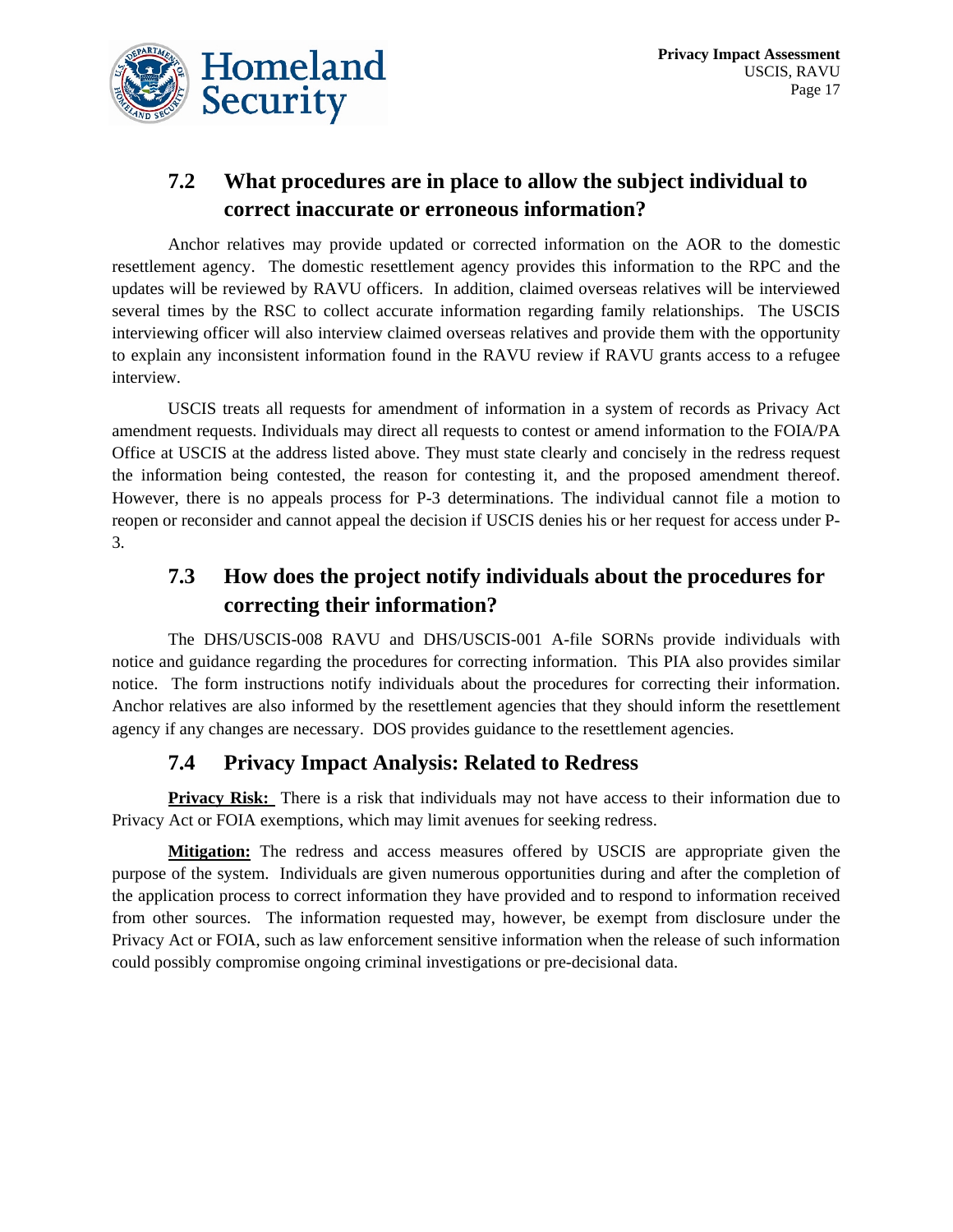## 7.2 What procedures are in place to allow the subject individual to correct inaccurate or erroneous information?

Anchor relatives may provide updated or corrected information on the AOR to the domestic resettlement agency. The domestic resettlement agency provides this information to the RPC and the updates will be reviewed by RAVU officers. In addition, claimed overseas relatives will be interviewed several times by the RSC to collect accurate information regarding family relationships. The USCIS interviewing officer will also interview claimed overseas relatives and provide them with the opportunity to explain any inconsistent information found in the RAVU review if RAVU grants access to a refugee interview.

USCIS treats all requests for amendment of information in a system of records as Privacy Act amendment requests. Individuals may direct all requests to contest or amend information to the FOIA/PA Office at USCIS at the address listed above. They must state clearly and concisely in the redress request the information being contested, the reason for contesting it, and the proposed amendment thereof. However, there is no appeals process for P-3 determinations. The individual cannot file a motion to reopen or reconsider and cannot appeal the decision if USCIS denies his or her request for access under P-3.

## 7.3 How does the project notify individuals about the procedures for correcting their information?

The DHS/USCIS-008 RAVU and DHS/USCIS-001 A-file SORNs provide individuals with notice and guidance regarding the procedures for correcting information. This PIA also provides similar notice. The form instructions notify individuals about the procedures for correcting their information. Anchor relatives are also informed by the resettlement agencies that they should inform the resettlement agency if any changes are necessary. DOS provides guidance to the resettlement agencies.

## 7.4 Privacy Impact Analysis: Related to Redress

**Privacy Risk:** There is a risk that individuals may not have access to their information due to Privacy Act or FOIA exemptions, which may limit avenues for seeking redress.

**Mitigation:** The redress and access measures offered by USCIS are appropriate given the purpose of the system. Individuals are given numerous opportunities during and after the completion of the application process to correct information they have provided and to respond to information received from other sources. The information requested may, however, be exempt from disclosure under the Privacy Act or FOIA, such as law enforcement sensitive information when the release of such information could possibly compromise ongoing criminal investigations or pre-decisional data.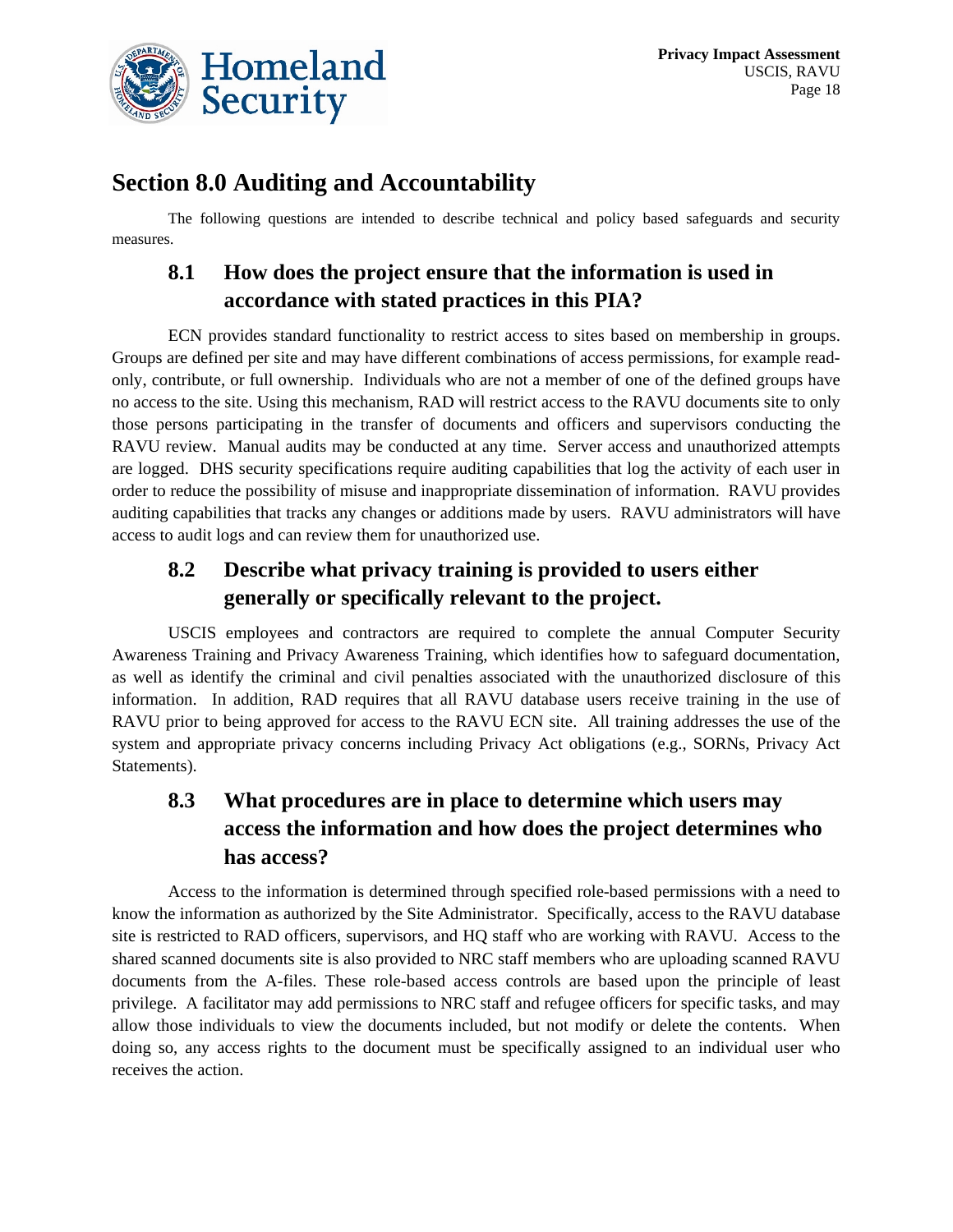## Section 8.0 Auditing and Accountability

The following questions are intended to describe technical and policy based safeguards and security measures.

### 8.1 How does the project ensure that the information is used in accordance with stated practices in this PIA?

ECN provides standard functionality to restrict access to sites based on membership in groups. Groups are defined per site and may have different combinations of access permissions, for example read-only, contribute, or full ownership. Individuals who are not a member of one of the defined groups have no access to the site. Using this mechanism, RAD will restrict access to the RAVU documents site to only those persons participating in the transfer of documents and officers and supervisors conducting the RAVU review. Manual audits may be conducted at any time. Server access and unauthorized attempts are logged. DHS security specifications require auditing capabilities that log the activity of each user in order to reduce the possibility of misuse and inappropriate dissemination of information. RAVU provides auditing capabilities that tracks any changes or additions made by users. RAVU administrators will have access to audit logs and can review them for unauthorized use.

### 8.2 Describe what privacy training is provided to users either generally or specifically relevant to the project.

USCIS employees and contractors are required to complete the annual Computer Security Awareness Training and Privacy Awareness Training, which identifies how to safeguard documentation, as well as identify the criminal and civil penalties associated with the unauthorized disclosure of this information. In addition, RAD requires that all RAVU database users receive training in the use of RAVU prior to being approved for access to the RAVU ECN site. All training addresses the use of the system and appropriate privacy concerns including Privacy Act obligations (e.g., SORNs, Privacy Act Statements).

### 8.3 What procedures are in place to determine which users may access the information and how does the project determines who has access?

Access to the information is determined through specified role-based permissions with a need to know the information as authorized by the Site Administrator. Specifically, access to the RAVU database site is restricted to RAD officers, supervisors, and HQ staff who are working with RAVU. Access to the shared scanned documents site is also provided to NRC staff members who are uploading scanned RAVU documents from the A-files. These role-based access controls are based upon the principle of least privilege. A facilitator may add permissions to NRC staff and refugee officers for specific tasks, and may allow those individuals to view the documents included, but not modify or delete the contents. When doing so, any access rights to the document must be specifically assigned to an individual user who receives the action.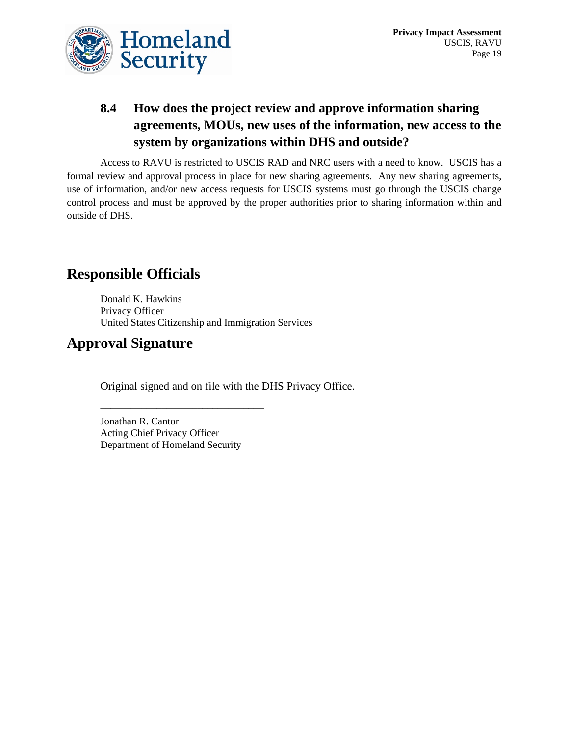### 8.4 How does the project review and approve information sharing agreements, MOUs, new uses of the information, new access to the system by organizations within DHS and outside?

Access to RAVU is restricted to USCIS RAD and NRC users with a need to know. USCIS has a formal review and approval process in place for new sharing agreements. Any new sharing agreements, use of information, and/or new access requests for USCIS systems must go through the USCIS change control process and must be approved by the proper authorities prior to sharing information within and outside of DHS.

## Responsible Officials

Donald K. Hawkins
Privacy Officer
United States Citizenship and Immigration Services

## Approval Signature

Original signed and on file with the DHS Privacy Office.

________________________________

Jonathan R. Cantor
Acting Chief Privacy Officer
Department of Homeland Security